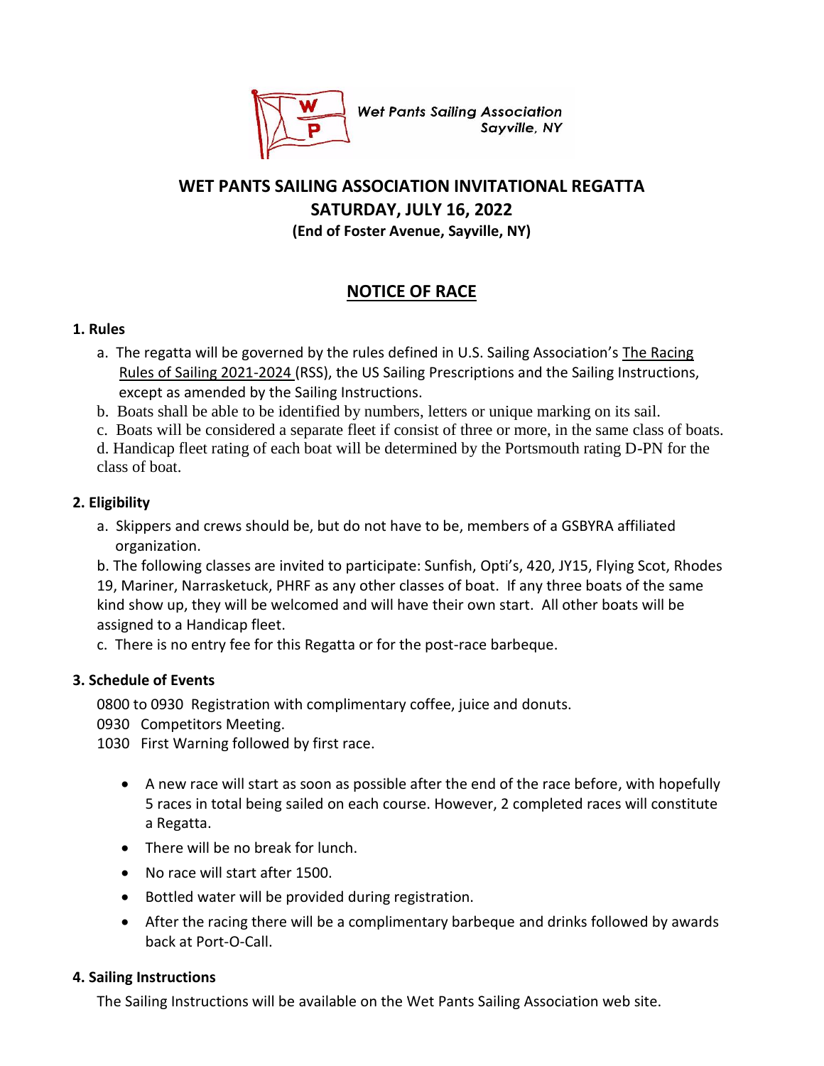Wet Pants Sailing Association
Sayville, NY

# WET PANTS SAILING ASSOCIATION INVITATIONAL REGATTA

## SATURDAY, JULY 16, 2022

**(End of Foster Avenue, Sayville, NY)**

## NOTICE OF RACE

### 1. Rules

a. The regatta will be governed by the rules defined in U.S. Sailing Association's The Racing Rules of Sailing 2021-2024 (RSS), the US Sailing Prescriptions and the Sailing Instructions, except as amended by the Sailing Instructions.

b. Boats shall be able to be identified by numbers, letters or unique marking on its sail.

c. Boats will be considered a separate fleet if consist of three or more, in the same class of boats.

d. Handicap fleet rating of each boat will be determined by the Portsmouth rating D-PN for the class of boat.

### 2. Eligibility

a. Skippers and crews should be, but do not have to be, members of a GSBYRA affiliated organization.

b. The following classes are invited to participate: Sunfish, Opti's, 420, JY15, Flying Scot, Rhodes 19, Mariner, Narrasketuck, PHRF as any other classes of boat. If any three boats of the same kind show up, they will be welcomed and will have their own start. All other boats will be assigned to a Handicap fleet.

c. There is no entry fee for this Regatta or for the post-race barbeque.

### 3. Schedule of Events

0800 to 0930 Registration with complimentary coffee, juice and donuts.

0930 Competitors Meeting.

1030 First Warning followed by first race.

- A new race will start as soon as possible after the end of the race before, with hopefully 5 races in total being sailed on each course. However, 2 completed races will constitute a Regatta.
- There will be no break for lunch.
- No race will start after 1500.
- Bottled water will be provided during registration.
- After the racing there will be a complimentary barbeque and drinks followed by awards back at Port-O-Call.

### 4. Sailing Instructions

The Sailing Instructions will be available on the Wet Pants Sailing Association web site.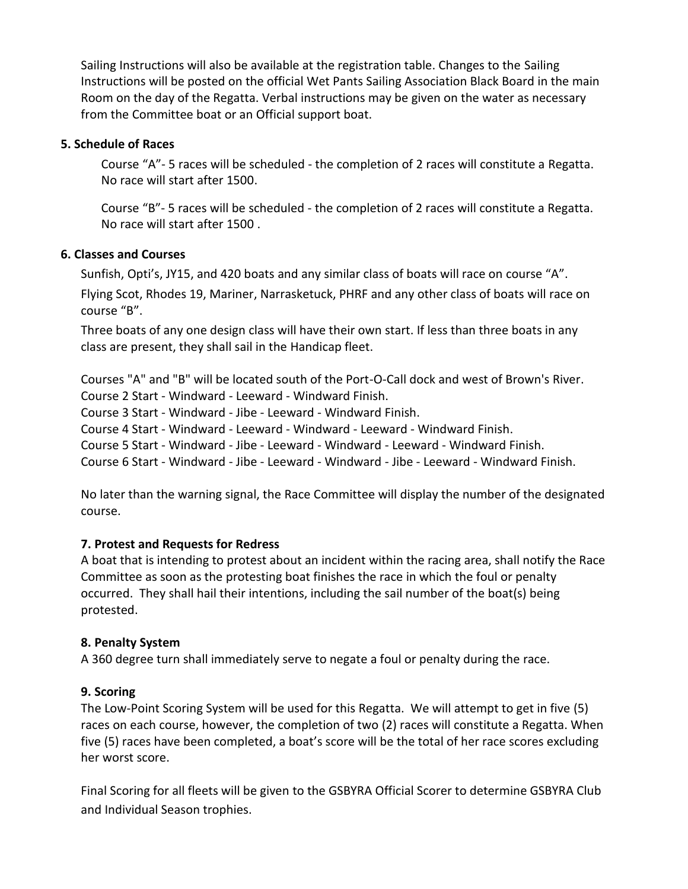Sailing Instructions will also be available at the registration table. Changes to the Sailing Instructions will be posted on the official Wet Pants Sailing Association Black Board in the main Room on the day of the Regatta. Verbal instructions may be given on the water as necessary from the Committee boat or an Official support boat.

### 5. Schedule of Races

Course "A"- 5 races will be scheduled - the completion of 2 races will constitute a Regatta. No race will start after 1500.

Course "B"- 5 races will be scheduled - the completion of 2 races will constitute a Regatta. No race will start after 1500 .

### 6. Classes and Courses

Sunfish, Opti's, JY15, and 420 boats and any similar class of boats will race on course "A".

Flying Scot, Rhodes 19, Mariner, Narrasketuck, PHRF and any other class of boats will race on course "B".

Three boats of any one design class will have their own start. If less than three boats in any class are present, they shall sail in the Handicap fleet.

Courses "A" and "B" will be located south of the Port-O-Call dock and west of Brown's River.
Course 2 Start - Windward - Leeward - Windward Finish.
Course 3 Start - Windward - Jibe - Leeward - Windward Finish.
Course 4 Start - Windward - Leeward - Windward - Leeward - Windward Finish.
Course 5 Start - Windward - Jibe - Leeward - Windward - Leeward - Windward Finish.
Course 6 Start - Windward - Jibe - Leeward - Windward - Jibe - Leeward - Windward Finish.

No later than the warning signal, the Race Committee will display the number of the designated course.

### 7. Protest and Requests for Redress

A boat that is intending to protest about an incident within the racing area, shall notify the Race Committee as soon as the protesting boat finishes the race in which the foul or penalty occurred. They shall hail their intentions, including the sail number of the boat(s) being protested.

### 8. Penalty System

A 360 degree turn shall immediately serve to negate a foul or penalty during the race.

### 9. Scoring

The Low-Point Scoring System will be used for this Regatta. We will attempt to get in five (5) races on each course, however, the completion of two (2) races will constitute a Regatta. When five (5) races have been completed, a boat's score will be the total of her race scores excluding her worst score.

Final Scoring for all fleets will be given to the GSBYRA Official Scorer to determine GSBYRA Club and Individual Season trophies.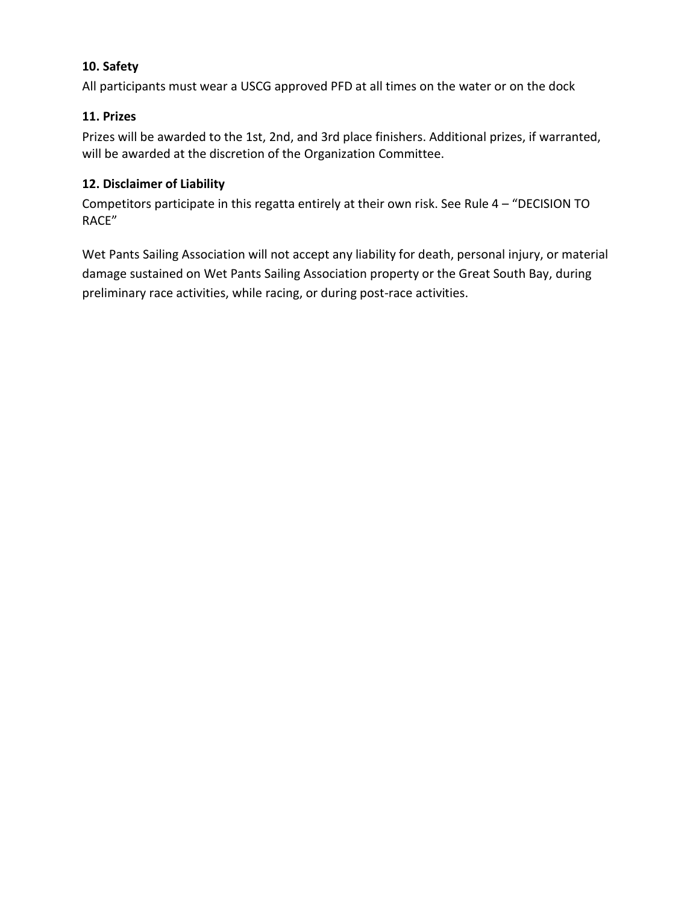**10. Safety**

All participants must wear a USCG approved PFD at all times on the water or on the dock

**11. Prizes**

Prizes will be awarded to the 1st, 2nd, and 3rd place finishers. Additional prizes, if warranted, will be awarded at the discretion of the Organization Committee.

**12. Disclaimer of Liability**

Competitors participate in this regatta entirely at their own risk. See Rule 4 – "DECISION TO RACE"

Wet Pants Sailing Association will not accept any liability for death, personal injury, or material damage sustained on Wet Pants Sailing Association property or the Great South Bay, during preliminary race activities, while racing, or during post-race activities.